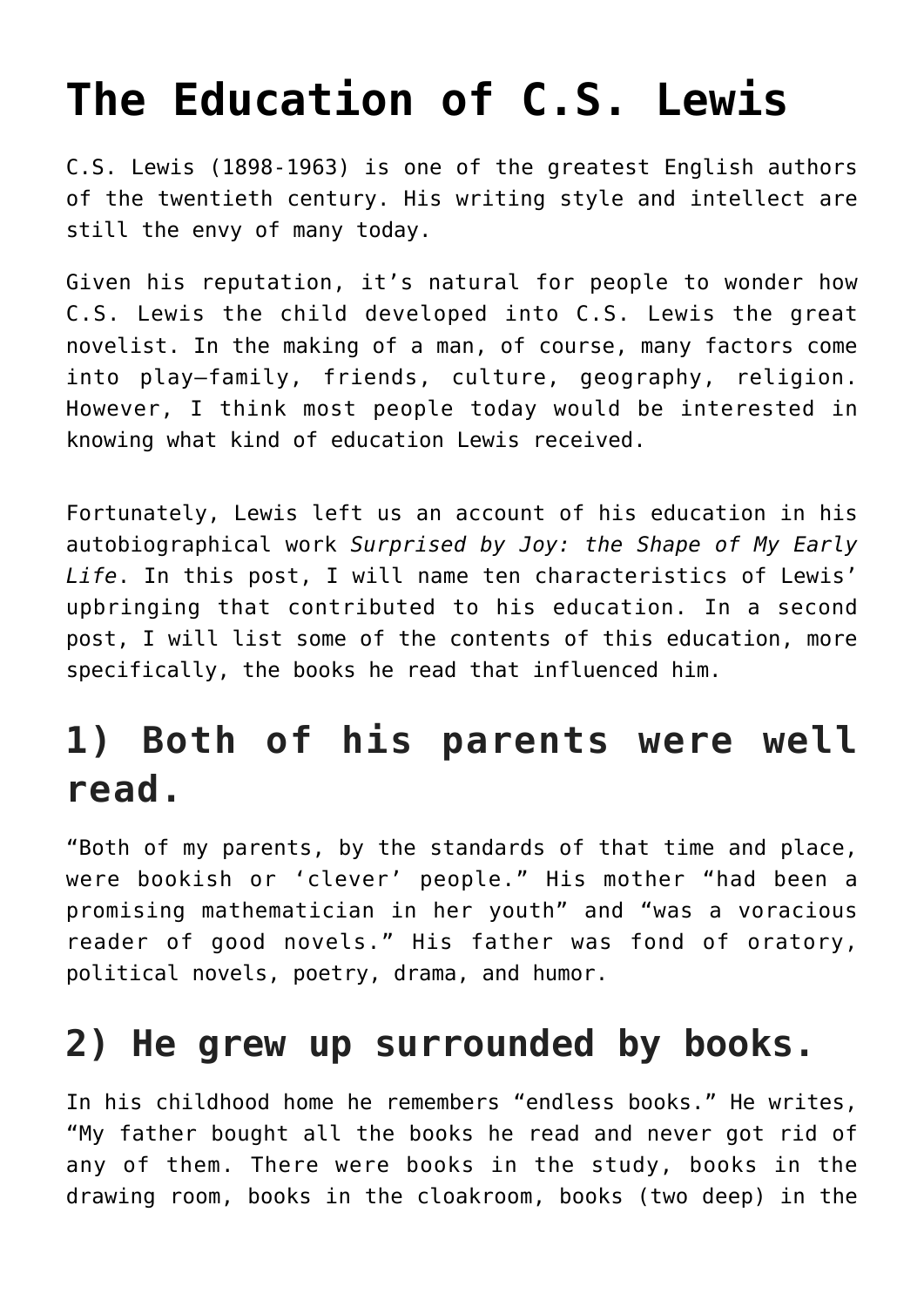# The Education of C.S. Lewis

C.S. Lewis (1898-1963) is one of the greatest English authors of the twentieth century. His writing style and intellect are still the envy of many today.

Given his reputation, it's natural for people to wonder how C.S. Lewis the child developed into C.S. Lewis the great novelist. In the making of a man, of course, many factors come into play—family, friends, culture, geography, religion. However, I think most people today would be interested in knowing what kind of education Lewis received.

Fortunately, Lewis left us an account of his education in his autobiographical work *Surprised by Joy: the Shape of My Early Life*. In this post, I will name ten characteristics of Lewis' upbringing that contributed to his education. In a second post, I will list some of the contents of this education, more specifically, the books he read that influenced him.

## 1) Both of his parents were well read.

"Both of my parents, by the standards of that time and place, were bookish or 'clever' people." His mother "had been a promising mathematician in her youth" and "was a voracious reader of good novels." His father was fond of oratory, political novels, poetry, drama, and humor.

## 2) He grew up surrounded by books.

In his childhood home he remembers "endless books." He writes, "My father bought all the books he read and never got rid of any of them. There were books in the study, books in the drawing room, books in the cloakroom, books (two deep) in the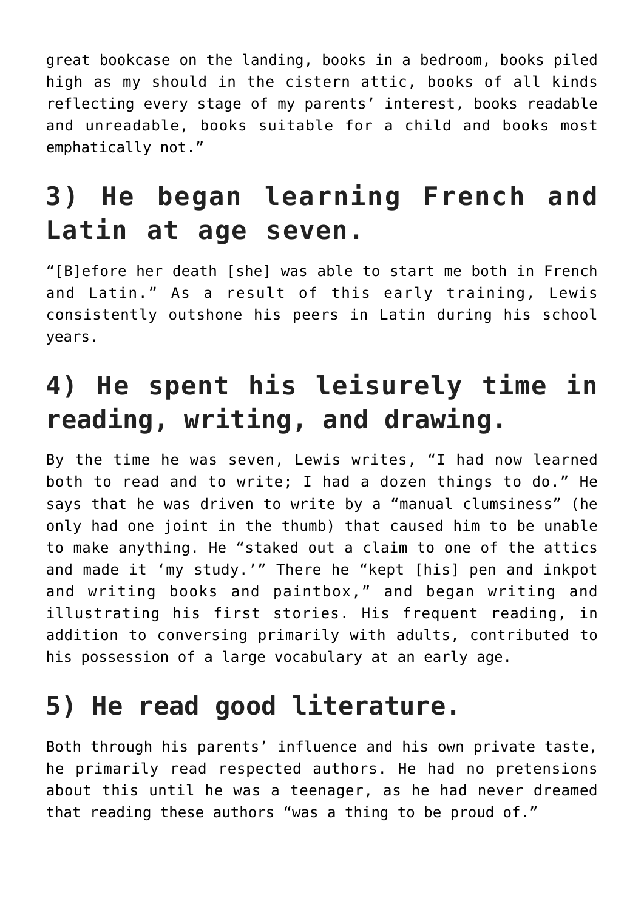great bookcase on the landing, books in a bedroom, books piled high as my should in the cistern attic, books of all kinds reflecting every stage of my parents' interest, books readable and unreadable, books suitable for a child and books most emphatically not."

## 3) He began learning French and Latin at age seven.

"[B]efore her death [she] was able to start me both in French and Latin." As a result of this early training, Lewis consistently outshone his peers in Latin during his school years.

## 4) He spent his leisurely time in reading, writing, and drawing.

By the time he was seven, Lewis writes, "I had now learned both to read and to write; I had a dozen things to do." He says that he was driven to write by a "manual clumsiness" (he only had one joint in the thumb) that caused him to be unable to make anything. He "staked out a claim to one of the attics and made it 'my study.'" There he "kept [his] pen and inkpot and writing books and paintbox," and began writing and illustrating his first stories. His frequent reading, in addition to conversing primarily with adults, contributed to his possession of a large vocabulary at an early age.

## 5) He read good literature.

Both through his parents' influence and his own private taste, he primarily read respected authors. He had no pretensions about this until he was a teenager, as he had never dreamed that reading these authors "was a thing to be proud of."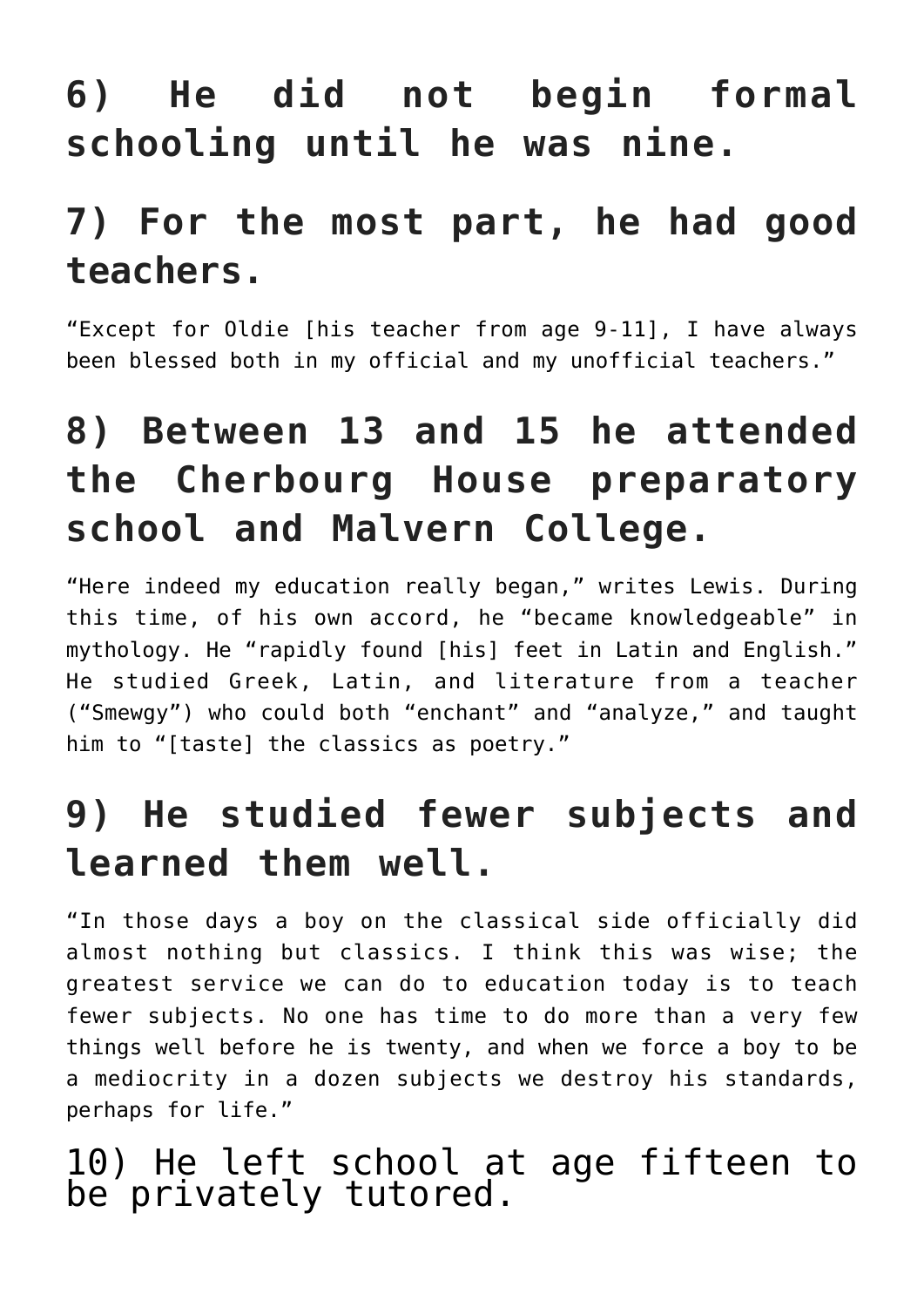## 6) He did not begin formal schooling until he was nine.

## 7) For the most part, he had good teachers.

"Except for Oldie [his teacher from age 9-11], I have always been blessed both in my official and my unofficial teachers."

## 8) Between 13 and 15 he attended the Cherbourg House preparatory school and Malvern College.

"Here indeed my education really began," writes Lewis. During this time, of his own accord, he "became knowledgeable" in mythology. He "rapidly found [his] feet in Latin and English." He studied Greek, Latin, and literature from a teacher ("Smewgy") who could both "enchant" and "analyze," and taught him to "[taste] the classics as poetry."

## 9) He studied fewer subjects and learned them well.

"In those days a boy on the classical side officially did almost nothing but classics. I think this was wise; the greatest service we can do to education today is to teach fewer subjects. No one has time to do more than a very few things well before he is twenty, and when we force a boy to be a mediocrity in a dozen subjects we destroy his standards, perhaps for life."

10) He left school at age fifteen to be privately tutored.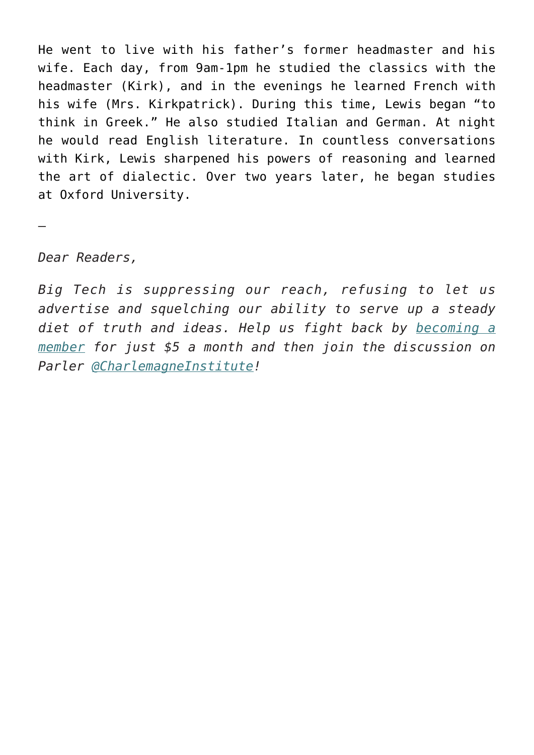He went to live with his father's former headmaster and his wife. Each day, from 9am-1pm he studied the classics with the headmaster (Kirk), and in the evenings he learned French with his wife (Mrs. Kirkpatrick). During this time, Lewis began "to think in Greek." He also studied Italian and German. At night he would read English literature. In countless conversations with Kirk, Lewis sharpened his powers of reasoning and learned the art of dialectic. Over two years later, he began studies at Oxford University.

—

*Dear Readers,*

*Big Tech is suppressing our reach, refusing to let us advertise and squelching our ability to serve up a steady diet of truth and ideas. Help us fight back by becoming a member for just $5 a month and then join the discussion on Parler @CharlemagneInstitute!*